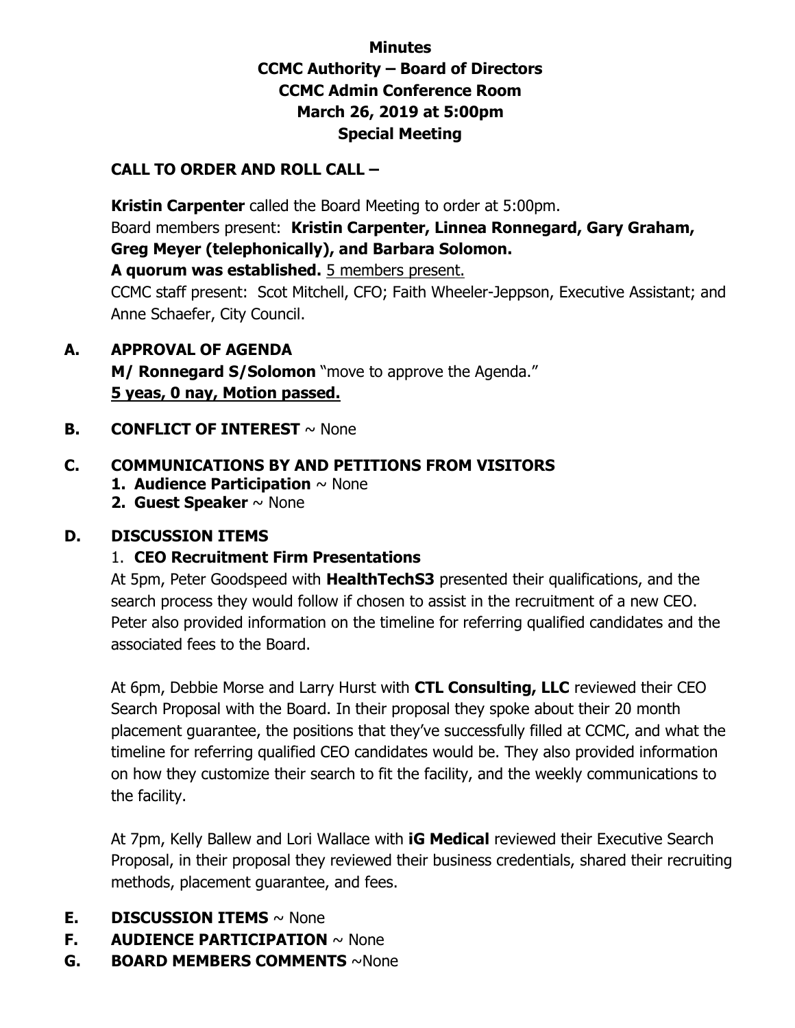**Minutes**
**CCMC Authority – Board of Directors**
**CCMC Admin Conference Room**
**March 26, 2019 at 5:00pm**
**Special Meeting**

## CALL TO ORDER AND ROLL CALL –

**Kristin Carpenter** called the Board Meeting to order at 5:00pm.
Board members present: **Kristin Carpenter, Linnea Ronnegard, Gary Graham, Greg Meyer (telephonically), and Barbara Solomon.**
**A quorum was established.** <u>5 members present.</u>
CCMC staff present: Scot Mitchell, CFO; Faith Wheeler-Jeppson, Executive Assistant; and Anne Schaefer, City Council.

## A. APPROVAL OF AGENDA

**M/ Ronnegard S/Solomon** "move to approve the Agenda."
**<u>5 yeas, 0 nay, Motion passed.</u>**

## B. CONFLICT OF INTEREST ~ None

## C. COMMUNICATIONS BY AND PETITIONS FROM VISITORS

1. **Audience Participation** ~ None
2. **Guest Speaker** ~ None

## D. DISCUSSION ITEMS

1. **CEO Recruitment Firm Presentations**

At 5pm, Peter Goodspeed with **HealthTechS3** presented their qualifications, and the search process they would follow if chosen to assist in the recruitment of a new CEO. Peter also provided information on the timeline for referring qualified candidates and the associated fees to the Board.

At 6pm, Debbie Morse and Larry Hurst with **CTL Consulting, LLC** reviewed their CEO Search Proposal with the Board. In their proposal they spoke about their 20 month placement guarantee, the positions that they've successfully filled at CCMC, and what the timeline for referring qualified CEO candidates would be. They also provided information on how they customize their search to fit the facility, and the weekly communications to the facility.

At 7pm, Kelly Ballew and Lori Wallace with **iG Medical** reviewed their Executive Search Proposal, in their proposal they reviewed their business credentials, shared their recruiting methods, placement guarantee, and fees.

## E. DISCUSSION ITEMS ~ None

## F. AUDIENCE PARTICIPATION ~ None

## G. BOARD MEMBERS COMMENTS ~None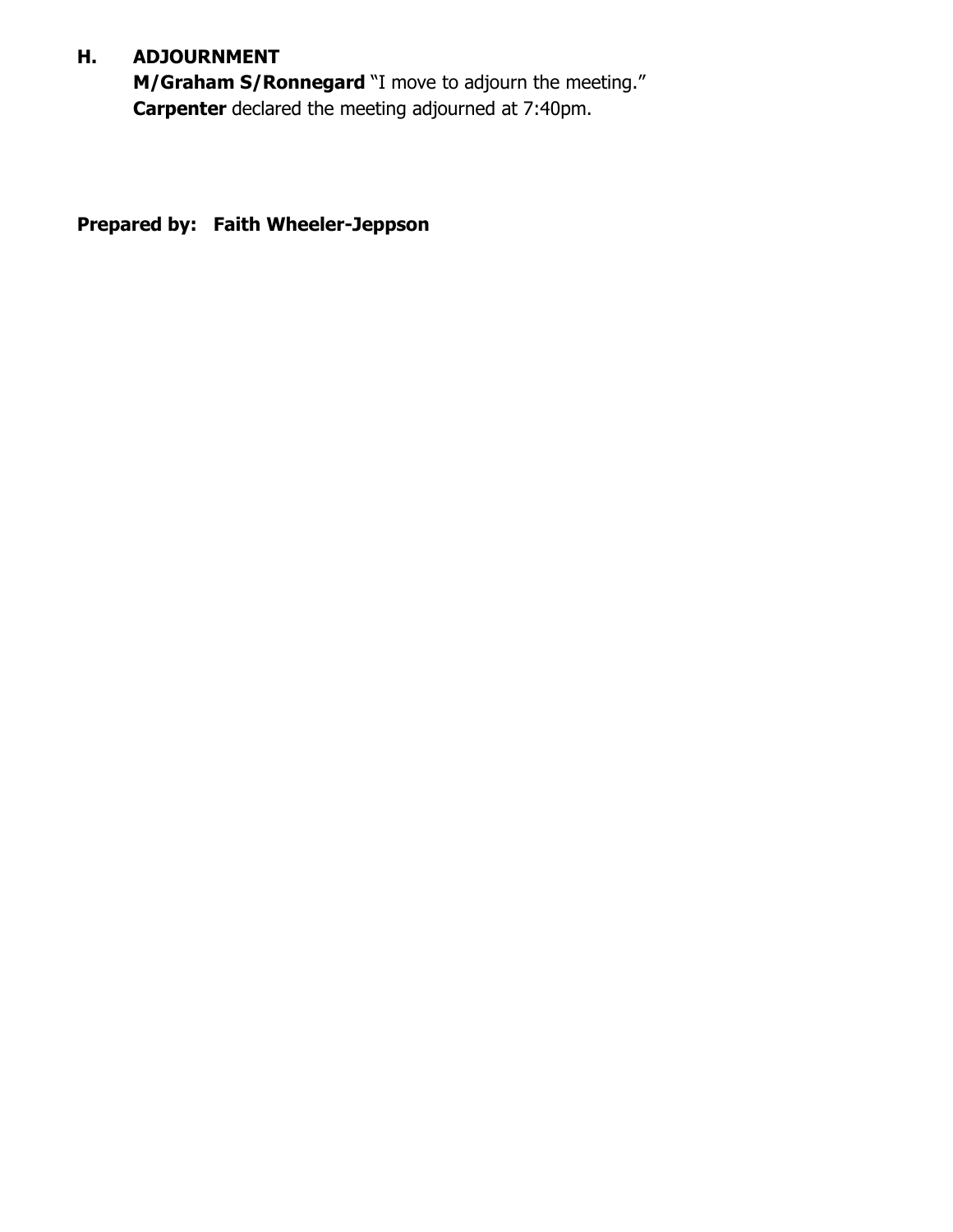## H. ADJOURNMENT

**M/Graham S/Ronnegard** "I move to adjourn the meeting."
**Carpenter** declared the meeting adjourned at 7:40pm.

**Prepared by: Faith Wheeler-Jeppson**